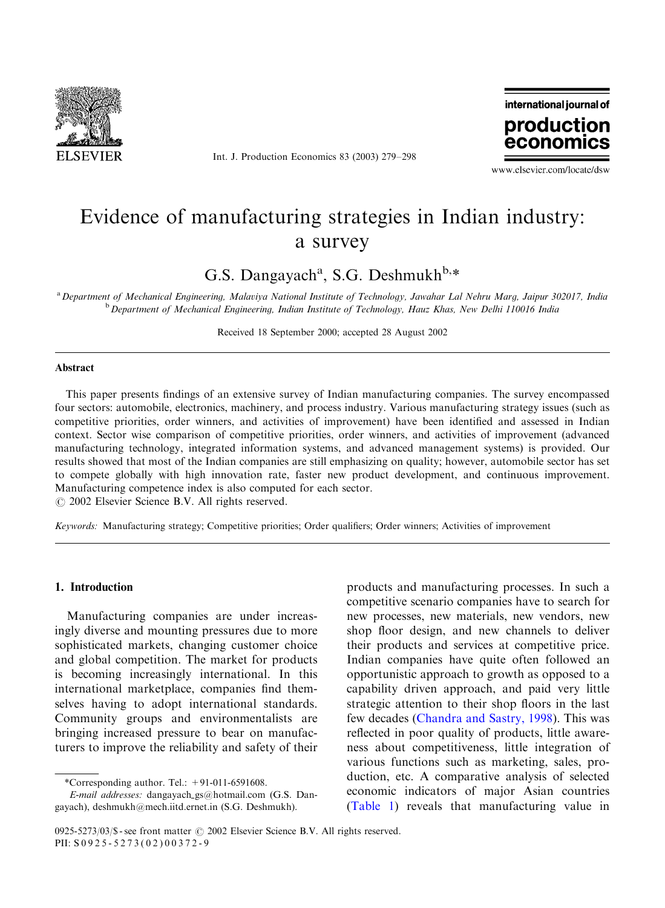# Evidence of manufacturing strategies in Indian industry: a survey

G.S. Dangayach[a], S.G. Deshmukh[b,*]

[a] Department of Mechanical Engineering, Malaviya National Institute of Technology, Jawahar Lal Nehru Marg, Jaipur 302017, India
[b] Department of Mechanical Engineering, Indian Institute of Technology, Hauz Khas, New Delhi 110016 India

Received 18 September 2000; accepted 28 August 2002

## Abstract

This paper presents findings of an extensive survey of Indian manufacturing companies. The survey encompassed four sectors: automobile, electronics, machinery, and process industry. Various manufacturing strategy issues (such as competitive priorities, order winners, and activities of improvement) have been identified and assessed in Indian context. Sector wise comparison of competitive priorities, order winners, and activities of improvement (advanced manufacturing technology, integrated information systems, and advanced management systems) is provided. Our results showed that most of the Indian companies are still emphasizing on quality; however, automobile sector has set to compete globally with high innovation rate, faster new product development, and continuous improvement. Manufacturing competence index is also computed for each sector.
© 2002 Elsevier Science B.V. All rights reserved.

*Keywords:* Manufacturing strategy; Competitive priorities; Order qualifiers; Order winners; Activities of improvement

## 1. Introduction

Manufacturing companies are under increasingly diverse and mounting pressures due to more sophisticated markets, changing customer choice and global competition. The market for products is becoming increasingly international. In this international marketplace, companies find themselves having to adopt international standards. Community groups and environmentalists are bringing increased pressure to bear on manufacturers to improve the reliability and safety of their products and manufacturing processes. In such a competitive scenario companies have to search for new processes, new materials, new vendors, new shop floor design, and new channels to deliver their products and services at competitive price. Indian companies have quite often followed an opportunistic approach to growth as opposed to a capability driven approach, and paid very little strategic attention to their shop floors in the last few decades (Chandra and Sastry, 1998). This was reflected in poor quality of products, little awareness about competitiveness, little integration of various functions such as marketing, sales, production, etc. A comparative analysis of selected economic indicators of major Asian countries (Table 1) reveals that manufacturing value in

*Corresponding author. Tel.: +91-011-6591608.
*E-mail addresses:* dangayach_gs@hotmail.com (G.S. Dangayach), deshmukh@mech.iitd.ernet.in (S.G. Deshmukh).

0925-5273/03/$ - see front matter © 2002 Elsevier Science B.V. All rights reserved.
PII: S0925-5273(02)00372-9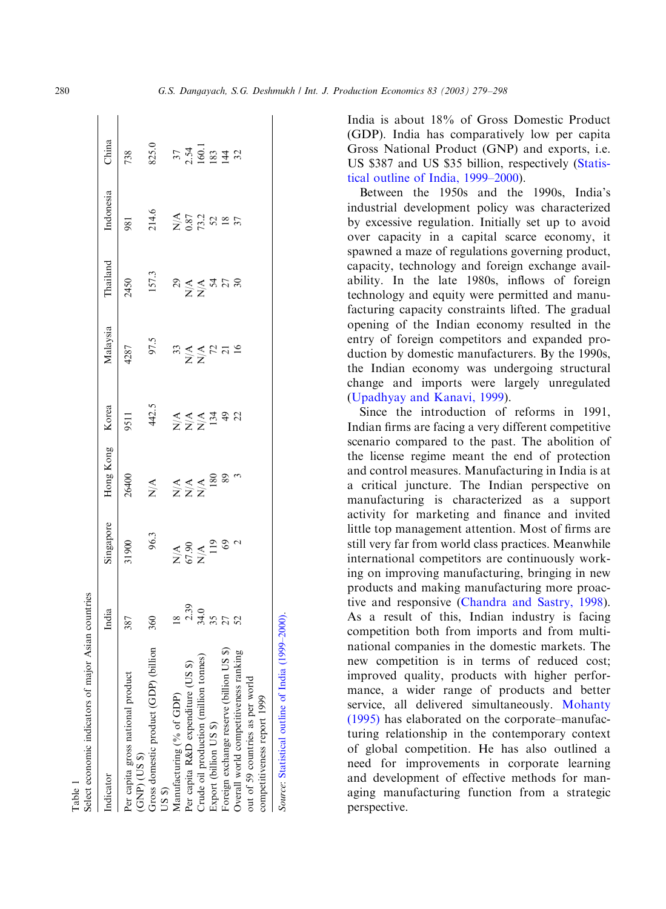Table 1
Select economic indicators of major Asian countries

| Indicator | India | Singapore | Hong Kong | Korea | Malaysia | Thailand | Indonesia | China |
|---|---|---|---|---|---|---|---|---|
| Per capita gross national product (GNP) (US $) | 387 | 31900 | 26400 | 9511 | 4287 | 2450 | 981 | 738 |
| Gross domestic product (GDP) (billion US $) | 360 | 96.3 | N/A | 442.5 | 97.5 | 157.3 | 214.6 | 825.0 |
| Manufacturing (% of GDP) | 18 | N/A | N/A | N/A | 33 | 29 | N/A | 37 |
| Per capita R&D expenditure (US $) | 2.39 | 67.90 | N/A | N/A | N/A | N/A | 0.87 | 2.54 |
| Crude oil production (million tonnes) | 34.0 | N/A | N/A | N/A | N/A | N/A | 73.2 | 160.1 |
| Export (billion US $) | 35 | 119 | 180 | 134 | 72 | 54 | 52 | 183 |
| Foreign exchange reserve (billion US $) | 27 | 69 | 89 | 49 | 21 | 27 | 18 | 144 |
| Overall world competitiveness ranking out of 59 countries as per world competitiveness report 1999 | 52 | 2 | 3 | 22 | 16 | 30 | 37 | 32 |

*Source*: Statistical outline of India (1999–2000).

India is about 18% of Gross Domestic Product (GDP). India has comparatively low per capita Gross National Product (GNP) and exports, i.e. US $387 and US $35 billion, respectively (Statistical outline of India, 1999–2000).

Between the 1950s and the 1990s, India's industrial development policy was characterized by excessive regulation. Initially set up to avoid over capacity in a capital scarce economy, it spawned a maze of regulations governing product, capacity, technology and foreign exchange availability. In the late 1980s, inflows of foreign technology and equity were permitted and manufacturing capacity constraints lifted. The gradual opening of the Indian economy resulted in the entry of foreign competitors and expanded production by domestic manufacturers. By the 1990s, the Indian economy was undergoing structural change and imports were largely unregulated (Upadhyay and Kanavi, 1999).

Since the introduction of reforms in 1991, Indian firms are facing a very different competitive scenario compared to the past. The abolition of the license regime meant the end of protection and control measures. Manufacturing in India is at a critical juncture. The Indian perspective on manufacturing is characterized as a support activity for marketing and finance and invited little top management attention. Most of firms are still very far from world class practices. Meanwhile international competitors are continuously working on improving manufacturing, bringing in new products and making manufacturing more proactive and responsive (Chandra and Sastry, 1998). As a result of this, Indian industry is facing competition both from imports and from multinational companies in the domestic markets. The new competition is in terms of reduced cost; improved quality, products with higher performance, a wider range of products and better service, all delivered simultaneously. Mohanty (1995) has elaborated on the corporate–manufacturing relationship in the contemporary context of global competition. He has also outlined a need for improvements in corporate learning and development of effective methods for managing manufacturing function from a strategic perspective.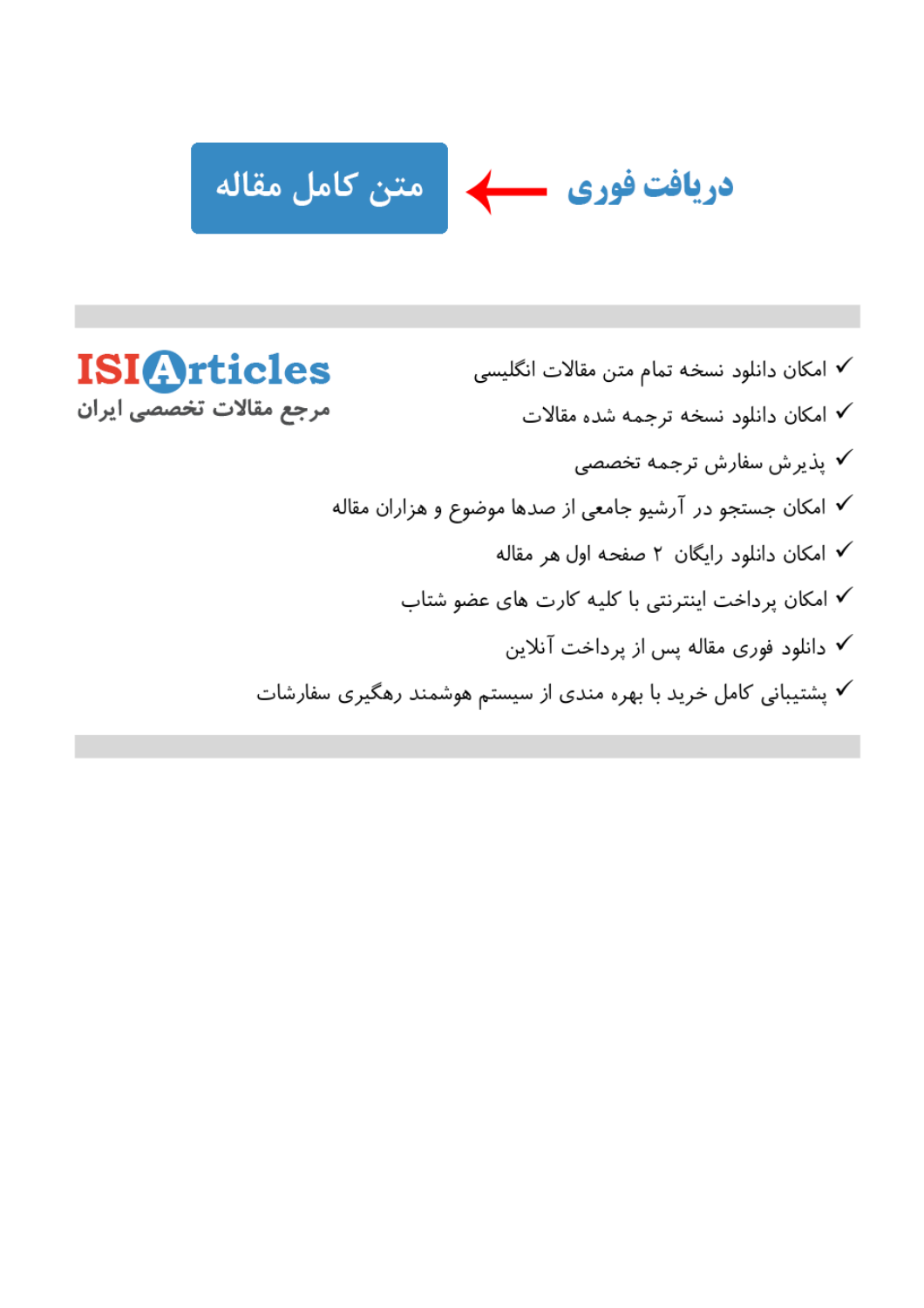دریافت فوری ← متن کامل مقاله

ISIArticles
مرجع مقالات تخصصی ایران

- ✓ امکان دانلود نسخه تمام متن مقالات انگلیسی
- ✓ امکان دانلود نسخه ترجمه شده مقالات
- ✓ پذیرش سفارش ترجمه تخصصی
- ✓ امکان جستجو در آرشیو جامعی از صدها موضوع و هزاران مقاله
- ✓ امکان دانلود رایگان ۲ صفحه اول هر مقاله
- ✓ امکان پرداخت اینترنتی با کلیه کارت های عضو شتاب
- ✓ دانلود فوری مقاله پس از پرداخت آنلاین
- ✓ پشتیبانی کامل خرید با بهره مندی از سیستم هوشمند رهگیری سفارشات